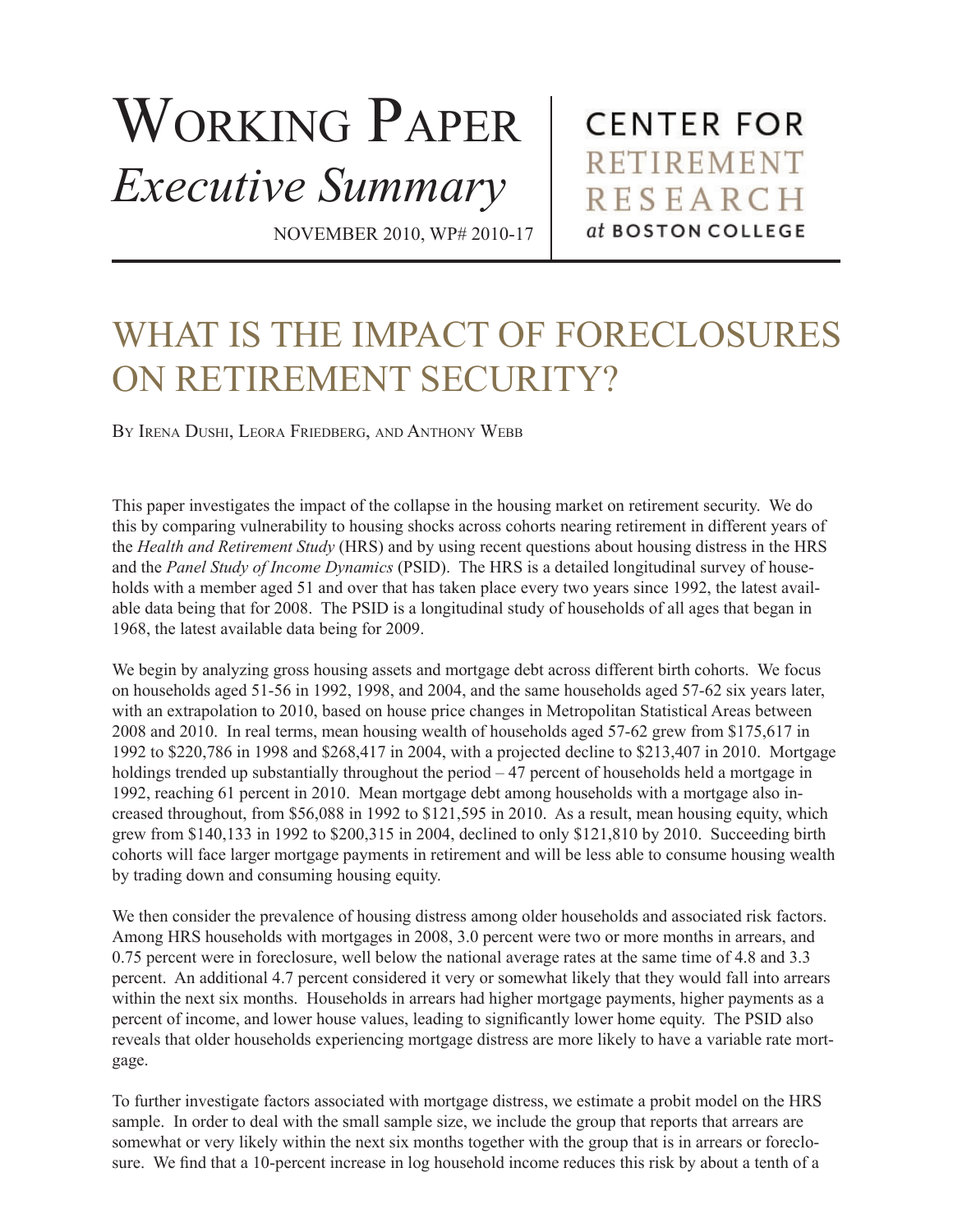# Working Paper *Executive Summary*

NOVEMBER 2010, WP# 2010-17

CENTER FOR RETIREMENT RESEARCH at BOSTON COLLEGE

## WHAT IS THE IMPACT OF FORECLOSURES ON RETIREMENT SECURITY?

By Irena Dushi, Leora Friedberg, and Anthony Webb

This paper investigates the impact of the collapse in the housing market on retirement security. We do this by comparing vulnerability to housing shocks across cohorts nearing retirement in different years of the *Health and Retirement Study* (HRS) and by using recent questions about housing distress in the HRS and the *Panel Study of Income Dynamics* (PSID). The HRS is a detailed longitudinal survey of households with a member aged 51 and over that has taken place every two years since 1992, the latest available data being that for 2008. The PSID is a longitudinal study of households of all ages that began in 1968, the latest available data being for 2009.

We begin by analyzing gross housing assets and mortgage debt across different birth cohorts. We focus on households aged 51-56 in 1992, 1998, and 2004, and the same households aged 57-62 six years later, with an extrapolation to 2010, based on house price changes in Metropolitan Statistical Areas between 2008 and 2010. In real terms, mean housing wealth of households aged 57-62 grew from $175,617 in 1992 to $220,786 in 1998 and $268,417 in 2004, with a projected decline to $213,407 in 2010. Mortgage holdings trended up substantially throughout the period – 47 percent of households held a mortgage in 1992, reaching 61 percent in 2010. Mean mortgage debt among households with a mortgage also increased throughout, from $56,088 in 1992 to $121,595 in 2010. As a result, mean housing equity, which grew from $140,133 in 1992 to $200,315 in 2004, declined to only $121,810 by 2010. Succeeding birth cohorts will face larger mortgage payments in retirement and will be less able to consume housing wealth by trading down and consuming housing equity.

We then consider the prevalence of housing distress among older households and associated risk factors. Among HRS households with mortgages in 2008, 3.0 percent were two or more months in arrears, and 0.75 percent were in foreclosure, well below the national average rates at the same time of 4.8 and 3.3 percent. An additional 4.7 percent considered it very or somewhat likely that they would fall into arrears within the next six months. Households in arrears had higher mortgage payments, higher payments as a percent of income, and lower house values, leading to significantly lower home equity. The PSID also reveals that older households experiencing mortgage distress are more likely to have a variable rate mortgage.

To further investigate factors associated with mortgage distress, we estimate a probit model on the HRS sample. In order to deal with the small sample size, we include the group that reports that arrears are somewhat or very likely within the next six months together with the group that is in arrears or foreclosure. We find that a 10-percent increase in log household income reduces this risk by about a tenth of a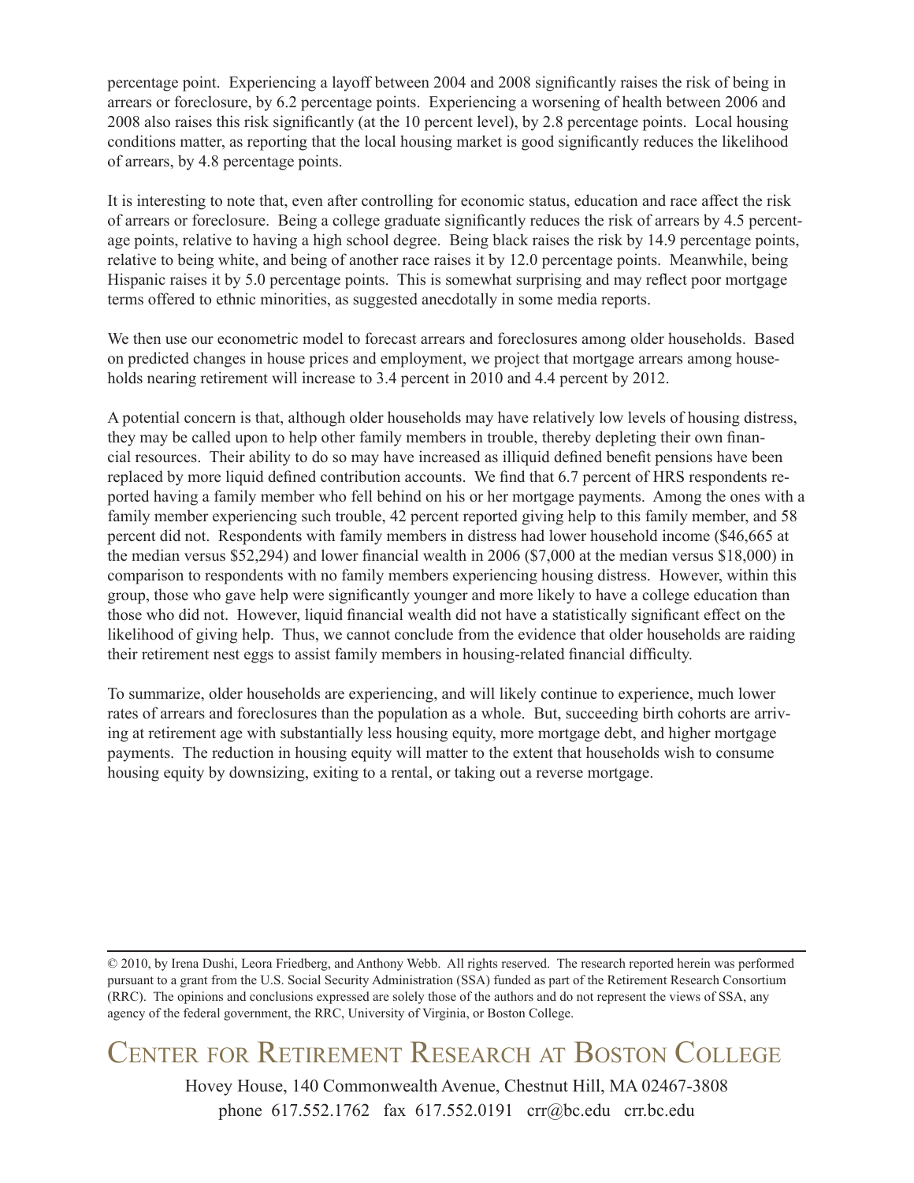percentage point. Experiencing a layoff between 2004 and 2008 significantly raises the risk of being in arrears or foreclosure, by 6.2 percentage points. Experiencing a worsening of health between 2006 and 2008 also raises this risk significantly (at the 10 percent level), by 2.8 percentage points. Local housing conditions matter, as reporting that the local housing market is good significantly reduces the likelihood of arrears, by 4.8 percentage points.

It is interesting to note that, even after controlling for economic status, education and race affect the risk of arrears or foreclosure. Being a college graduate significantly reduces the risk of arrears by 4.5 percentage points, relative to having a high school degree. Being black raises the risk by 14.9 percentage points, relative to being white, and being of another race raises it by 12.0 percentage points. Meanwhile, being Hispanic raises it by 5.0 percentage points. This is somewhat surprising and may reflect poor mortgage terms offered to ethnic minorities, as suggested anecdotally in some media reports.

We then use our econometric model to forecast arrears and foreclosures among older households. Based on predicted changes in house prices and employment, we project that mortgage arrears among households nearing retirement will increase to 3.4 percent in 2010 and 4.4 percent by 2012.

A potential concern is that, although older households may have relatively low levels of housing distress, they may be called upon to help other family members in trouble, thereby depleting their own financial resources. Their ability to do so may have increased as illiquid defined benefit pensions have been replaced by more liquid defined contribution accounts. We find that 6.7 percent of HRS respondents reported having a family member who fell behind on his or her mortgage payments. Among the ones with a family member experiencing such trouble, 42 percent reported giving help to this family member, and 58 percent did not. Respondents with family members in distress had lower household income ($46,665 at the median versus $52,294) and lower financial wealth in 2006 ($7,000 at the median versus $18,000) in comparison to respondents with no family members experiencing housing distress. However, within this group, those who gave help were significantly younger and more likely to have a college education than those who did not. However, liquid financial wealth did not have a statistically significant effect on the likelihood of giving help. Thus, we cannot conclude from the evidence that older households are raiding their retirement nest eggs to assist family members in housing-related financial difficulty.

To summarize, older households are experiencing, and will likely continue to experience, much lower rates of arrears and foreclosures than the population as a whole. But, succeeding birth cohorts are arriving at retirement age with substantially less housing equity, more mortgage debt, and higher mortgage payments. The reduction in housing equity will matter to the extent that households wish to consume housing equity by downsizing, exiting to a rental, or taking out a reverse mortgage.

---

© 2010, by Irena Dushi, Leora Friedberg, and Anthony Webb. All rights reserved. The research reported herein was performed pursuant to a grant from the U.S. Social Security Administration (SSA) funded as part of the Retirement Research Consortium (RRC). The opinions and conclusions expressed are solely those of the authors and do not represent the views of SSA, any agency of the federal government, the RRC, University of Virginia, or Boston College.

CENTER FOR RETIREMENT RESEARCH AT BOSTON COLLEGE

Hovey House, 140 Commonwealth Avenue, Chestnut Hill, MA 02467-3808
phone 617.552.1762 fax 617.552.0191 crr@bc.edu crr.bc.edu